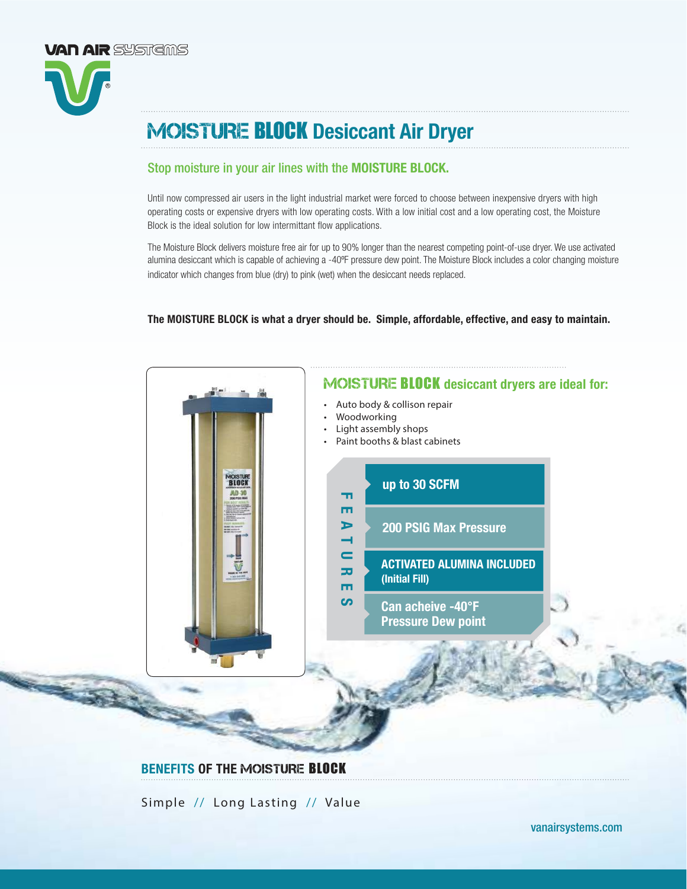VAN AIR SYSTEMS

# MOISTURE BLOCK Desiccant Air Dryer

## Stop moisture in your air lines with the MOISTURE BLOCK.

Until now compressed air users in the light industrial market were forced to choose between inexpensive dryers with high operating costs or expensive dryers with low operating costs. With a low initial cost and a low operating cost, the Moisture Block is the ideal solution for low intermittant flow applications.

The Moisture Block delivers moisture free air for up to 90% longer than the nearest competing point-of-use dryer. We use activated alumina desiccant which is capable of achieving a -40ºF pressure dew point. The Moisture Block includes a color changing moisture indicator which changes from blue (dry) to pink (wet) when the desiccant needs replaced.

**The MOISTURE BLOCK is what a dryer should be. Simple, affordable, effective, and easy to maintain.**

## MOISTURE BLOCK desiccant dryers are ideal for:

- Auto body & collison repair
- Woodworking
- Light assembly shops
- Paint booths & blast cabinets

### FEATURES

- up to 30 SCFM
- 200 PSIG Max Pressure
- ACTIVATED ALUMINA INCLUDED (Initial Fill)
- Can acheive -40°F Pressure Dew point

## BENEFITS OF THE MOISTURE BLOCK

Simple // Long Lasting // Value

vanairsystems.com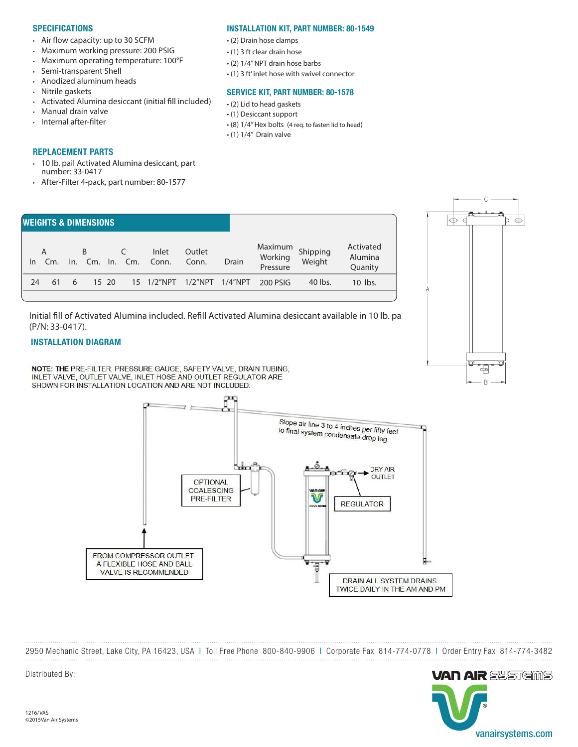## SPECIFICATIONS

- Air flow capacity: up to 30 SCFM
- Maximum working pressure: 200 PSIG
- Maximum operating temperature: 100°F
- Semi-transparent Shell
- Anodized aluminum heads
- Nitrile gaskets
- Activated Alumina desiccant (initial fill included)
- Manual drain valve
- Internal after-filter

## INSTALLATION KIT, PART NUMBER: 80-1549

- (2) Drain hose clamps
- (1) 3 ft clear drain hose
- (2) 1/4" NPT drain hose barbs
- (1) 3 ft' inlet hose with swivel connector

## SERVICE KIT, PART NUMBER: 80-1578

- (2) Lid to head gaskets
- (1) Desiccant support
- (8) 1/4" Hex bolts (4 req. to fasten lid to head)
- (1) 1/4" Drain valve

## REPLACEMENT PARTS

- 10 lb. pail Activated Alumina desiccant, part number: 33-0417
- After-Filter 4-pack, part number: 80-1577

## WEIGHTS & DIMENSIONS

| A | | B | | C | | Inlet Conn. | Outlet Conn. | Drain | Maximum Working Pressure | Shipping Weight | Activated Alumina Quanity |
|---|---|---|---|---|---|---|---|---|---|---|---|
| In | Cm. | In. | Cm. | In. | Cm. | | | | | | |
| 24 | 61 | 6 | 15 | 20 | 15 | 1/2"NPT | 1/2"NPT | 1/4"NPT | 200 PSIG | 40 lbs. | 10 lbs. |

Initial fill of Activated Alumina included. Refill Activated Alumina desiccant available in 10 lb. pa (P/N: 33-0417).

## INSTALLATION DIAGRAM

NOTE: THE PRE-FILTER, PRESSURE GAUGE, SAFETY VALVE, DRAIN TUBING, INLET VALVE, OUTLET VALVE, INLET HOSE AND OUTLET REGULATOR ARE SHOWN FOR INSTALLATION LOCATION AND ARE NOT INCLUDED.

Slope air line 3 to 4 inches per fifty feet to final system condensate drop leg

OPTIONAL COALESCING PRE-FILTER

DRY AIR OUTLET

REGULATOR

FROM COMPRESSOR OUTLET. A FLEXIBLE HOSE AND BALL VALVE IS RECOMMENDED

DRAIN ALL SYSTEM DRAINS TWICE DAILY IN THE AM AND PM

2950 Mechanic Street, Lake City, PA 16423, USA | Toll Free Phone 800-840-9906 | Corporate Fax 814-774-0778 | Order Entry Fax 814-774-3482

Distributed By:

VAN AIR SYSTEMS

vanairsystems.com

1216/VAS
©2015Van Air Systems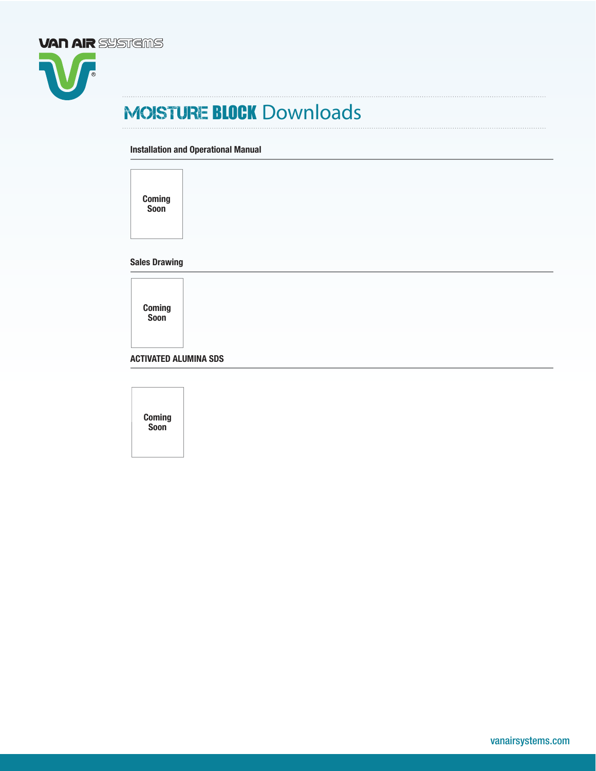VAN AIR SYSTEMS

# MOISTURE BLOCK Downloads

## Installation and Operational Manual

Coming Soon

## Sales Drawing

Coming Soon

## ACTIVATED ALUMINA SDS

Coming Soon

vanairsystems.com